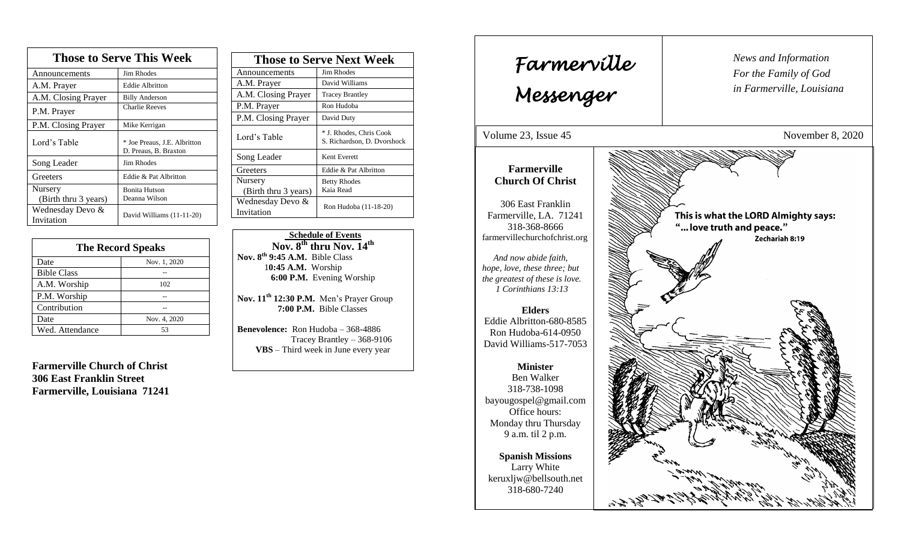## Those to Serve This Week

| Those to Serve This Week | |
|---|---|
| Announcements | Jim Rhodes |
| A.M. Prayer | Eddie Albritton |
| A.M. Closing Prayer | Billy Anderson |
| P.M. Prayer | Charlie Reeves |
| P.M. Closing Prayer | Mike Kerrigan |
| Lord's Table | * Joe Preaus, J.E. Albritton D. Preaus, B. Braxton |
| Song Leader | Jim Rhodes |
| Greeters | Eddie & Pat Albritton |
| Nursery (Birth thru 3 years) | Bonita Hutson Deanna Wilson |
| Wednesday Devo & Invitation | David Williams (11-11-20) |

## The Record Speaks

| The Record Speaks | |
|---|---|
| Date | Nov. 1, 2020 |
| Bible Class | -- |
| A.M. Worship | 102 |
| P.M. Worship | -- |
| Contribution | -- |
| Date | Nov. 4, 2020 |
| Wed. Attendance | 53 |

**Farmerville Church of Christ**
**306 East Franklin Street**
**Farmerville, Louisiana 71241**

## Those to Serve Next Week

| Those to Serve Next Week | |
|---|---|
| Announcements | Jim Rhodes |
| A.M. Prayer | David Williams |
| A.M. Closing Prayer | Tracey Brantley |
| P.M. Prayer | Ron Hudoba |
| P.M. Closing Prayer | David Duty |
| Lord's Table | * J. Rhodes, Chris Cook S. Richardson, D. Dvorshock |
| Song Leader | Kent Everett |
| Greeters | Eddie & Pat Albritton |
| Nursery (Birth thru 3 years) | Betty Rhodes Kaia Read |
| Wednesday Devo & Invitation | Ron Hudoba (11-18-20) |

**Schedule of Events**
**Nov. 8th thru Nov. 14th**

**Nov. 8th 9:45 A.M.** Bible Class
**10:45 A.M.** Worship
**6:00 P.M.** Evening Worship

**Nov. 11th 12:30 P.M.** Men's Prayer Group
**7:00 P.M.** Bible Classes

**Benevolence:** Ron Hudoba – 368-4886
Tracey Brantley – 368-9106
**VBS** – Third week in June every year

# Farmerville Messenger

*News and Information For the Family of God in Farmerville, Louisiana*

Volume 23, Issue 45 — November 8, 2020

### Farmerville Church Of Christ

306 East Franklin
Farmerville, LA. 71241
318-368-8666
farmervillechurchofchrist.org

*And now abide faith, hope, love, these three; but the greatest of these is love. 1 Corinthians 13:13*

**Elders**
Eddie Albritton-680-8585
Ron Hudoba-614-0950
David Williams-517-7053

**Minister**
Ben Walker
318-738-1098
bayougospel@gmail.com
Office hours:
Monday thru Thursday
9 a.m. til 2 p.m.

**Spanish Missions**
Larry White
keruxljw@bellsouth.net
318-680-7240

**This is what the LORD Almighty says: "... love truth and peace."**
**Zechariah 8:19**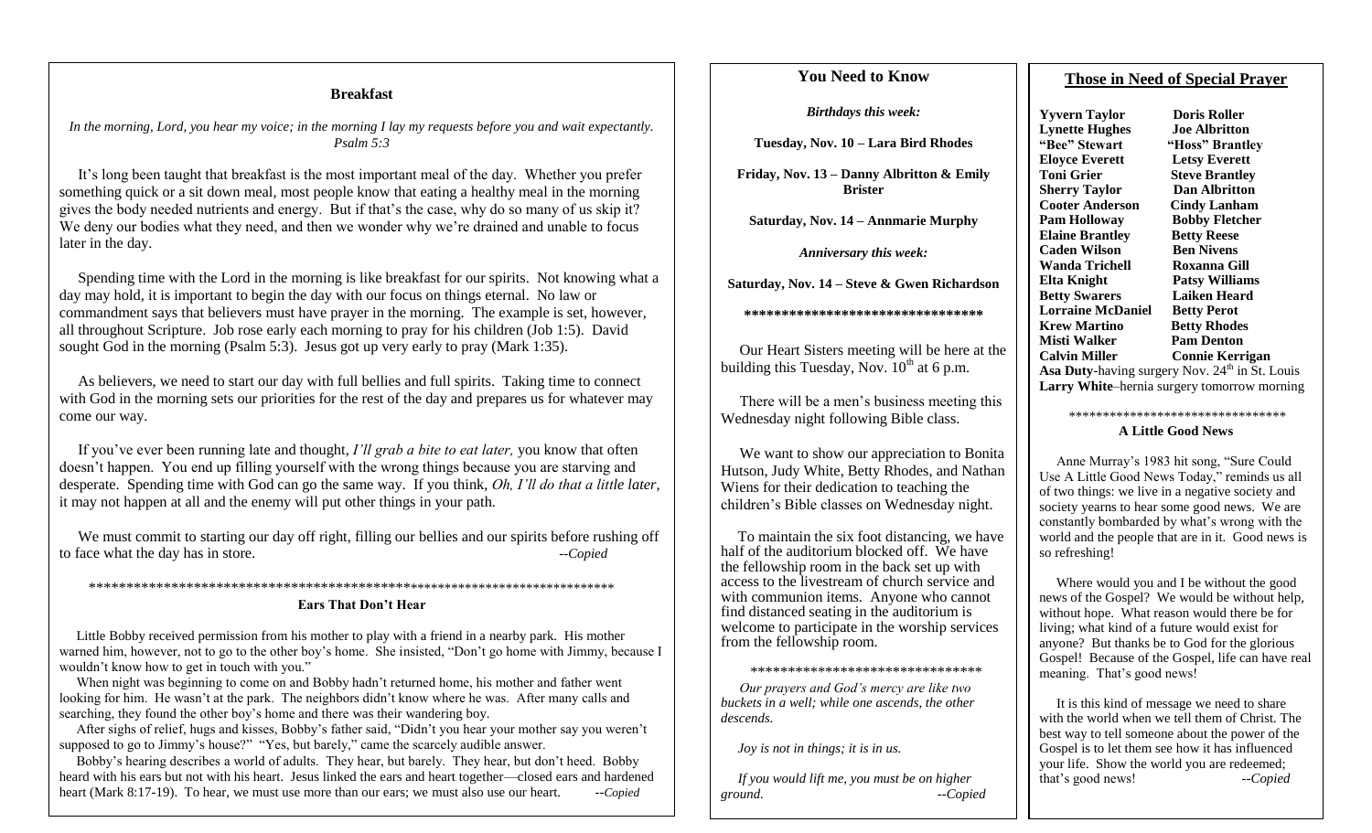## Breakfast

*In the morning, Lord, you hear my voice; in the morning I lay my requests before you and wait expectantly. Psalm 5:3*

It's long been taught that breakfast is the most important meal of the day. Whether you prefer something quick or a sit down meal, most people know that eating a healthy meal in the morning gives the body needed nutrients and energy. But if that's the case, why do so many of us skip it? We deny our bodies what they need, and then we wonder why we're drained and unable to focus later in the day.

Spending time with the Lord in the morning is like breakfast for our spirits. Not knowing what a day may hold, it is important to begin the day with our focus on things eternal. No law or commandment says that believers must have prayer in the morning. The example is set, however, all throughout Scripture. Job rose early each morning to pray for his children (Job 1:5). David sought God in the morning (Psalm 5:3). Jesus got up very early to pray (Mark 1:35).

As believers, we need to start our day with full bellies and full spirits. Taking time to connect with God in the morning sets our priorities for the rest of the day and prepares us for whatever may come our way.

If you've ever been running late and thought, *I'll grab a bite to eat later,* you know that often doesn't happen. You end up filling yourself with the wrong things because you are starving and desperate. Spending time with God can go the same way. If you think, *Oh, I'll do that a little later,* it may not happen at all and the enemy will put other things in your path.

We must commit to starting our day off right, filling our bellies and our spirits before rushing off to face what the day has in store. *--Copied*

*****************************************************************************

## Ears That Don't Hear

Little Bobby received permission from his mother to play with a friend in a nearby park. His mother warned him, however, not to go to the other boy's home. She insisted, "Don't go home with Jimmy, because I wouldn't know how to get in touch with you."

When night was beginning to come on and Bobby hadn't returned home, his mother and father went looking for him. He wasn't at the park. The neighbors didn't know where he was. After many calls and searching, they found the other boy's home and there was their wandering boy.

After sighs of relief, hugs and kisses, Bobby's father said, "Didn't you hear your mother say you weren't supposed to go to Jimmy's house?" "Yes, but barely," came the scarcely audible answer.

Bobby's hearing describes a world of adults. They hear, but barely. They hear, but don't heed. Bobby heard with his ears but not with his heart. Jesus linked the ears and heart together—closed ears and hardened heart (Mark 8:17-19). To hear, we must use more than our ears; we must also use our heart. *--Copied*

## You Need to Know

***Birthdays this week:***

**Tuesday, Nov. 10 – Lara Bird Rhodes**

**Friday, Nov. 13 – Danny Albritton & Emily Brister**

**Saturday, Nov. 14 – Annmarie Murphy**

***Anniversary this week:***

**Saturday, Nov. 14 – Steve & Gwen Richardson**

**********************************

Our Heart Sisters meeting will be here at the building this Tuesday, Nov. 10th at 6 p.m.

There will be a men's business meeting this Wednesday night following Bible class.

We want to show our appreciation to Bonita Hutson, Judy White, Betty Rhodes, and Nathan Wiens for their dedication to teaching the children's Bible classes on Wednesday night.

To maintain the six foot distancing, we have half of the auditorium blocked off. We have the fellowship room in the back set up with access to the livestream of church service and with communion items. Anyone who cannot find distanced seating in the auditorium is welcome to participate in the worship services from the fellowship room.

********************************

*Our prayers and God's mercy are like two buckets in a well; while one ascends, the other descends.*

*Joy is not in things; it is in us.*

*If you would lift me, you must be on higher ground.* *--Copied*

## Those in Need of Special Prayer

| | |
|---|---|
| **Yyvern Taylor** | **Doris Roller** |
| **Lynette Hughes** | **Joe Albritton** |
| **"Bee" Stewart** | **"Hoss" Brantley** |
| **Eloyce Everett** | **Letsy Everett** |
| **Toni Grier** | **Steve Brantley** |
| **Sherry Taylor** | **Dan Albritton** |
| **Cooter Anderson** | **Cindy Lanham** |
| **Pam Holloway** | **Bobby Fletcher** |
| **Elaine Brantley** | **Betty Reese** |
| **Caden Wilson** | **Ben Nivens** |
| **Wanda Trichell** | **Roxanna Gill** |
| **Elta Knight** | **Patsy Williams** |
| **Betty Swarers** | **Laiken Heard** |
| **Lorraine McDaniel** | **Betty Perot** |
| **Krew Martino** | **Betty Rhodes** |
| **Misti Walker** | **Pam Denton** |
| **Calvin Miller** | **Connie Kerrigan** |

**Asa Duty**-having surgery Nov. 24th in St. Louis

**Larry White**–hernia surgery tomorrow morning

*********************************

### A Little Good News

Anne Murray's 1983 hit song, "Sure Could Use A Little Good News Today," reminds us all of two things: we live in a negative society and society yearns to hear some good news. We are constantly bombarded by what's wrong with the world and the people that are in it. Good news is so refreshing!

Where would you and I be without the good news of the Gospel? We would be without help, without hope. What reason would there be for living; what kind of a future would exist for anyone? But thanks be to God for the glorious Gospel! Because of the Gospel, life can have real meaning. That's good news!

It is this kind of message we need to share with the world when we tell them of Christ. The best way to tell someone about the power of the Gospel is to let them see how it has influenced your life. Show the world you are redeemed; that's good news! *--Copied*